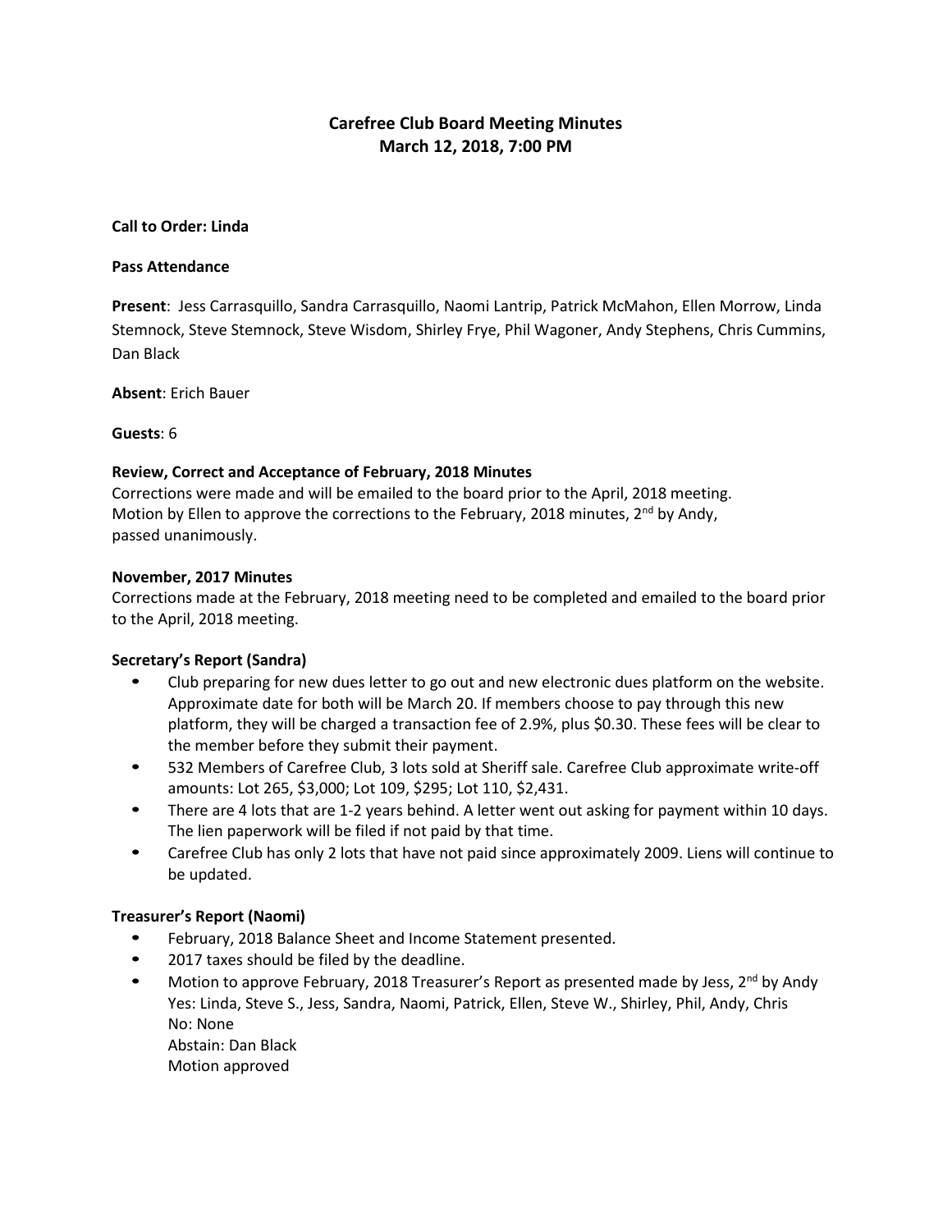# Carefree Club Board Meeting Minutes
## March 12, 2018, 7:00 PM

**Call to Order: Linda**

**Pass Attendance**

**Present**: Jess Carrasquillo, Sandra Carrasquillo, Naomi Lantrip, Patrick McMahon, Ellen Morrow, Linda Stemnock, Steve Stemnock, Steve Wisdom, Shirley Frye, Phil Wagoner, Andy Stephens, Chris Cummins, Dan Black

**Absent**: Erich Bauer

**Guests**: 6

**Review, Correct and Acceptance of February, 2018 Minutes**

Corrections were made and will be emailed to the board prior to the April, 2018 meeting. Motion by Ellen to approve the corrections to the February, 2018 minutes, 2nd by Andy, passed unanimously.

**November, 2017 Minutes**

Corrections made at the February, 2018 meeting need to be completed and emailed to the board prior to the April, 2018 meeting.

**Secretary's Report (Sandra)**

- Club preparing for new dues letter to go out and new electronic dues platform on the website. Approximate date for both will be March 20. If members choose to pay through this new platform, they will be charged a transaction fee of 2.9%, plus $0.30. These fees will be clear to the member before they submit their payment.
- 532 Members of Carefree Club, 3 lots sold at Sheriff sale. Carefree Club approximate write-off amounts: Lot 265, $3,000; Lot 109, $295; Lot 110, $2,431.
- There are 4 lots that are 1-2 years behind. A letter went out asking for payment within 10 days. The lien paperwork will be filed if not paid by that time.
- Carefree Club has only 2 lots that have not paid since approximately 2009. Liens will continue to be updated.

**Treasurer's Report (Naomi)**

- February, 2018 Balance Sheet and Income Statement presented.
- 2017 taxes should be filed by the deadline.
- Motion to approve February, 2018 Treasurer's Report as presented made by Jess, 2nd by Andy
  Yes: Linda, Steve S., Jess, Sandra, Naomi, Patrick, Ellen, Steve W., Shirley, Phil, Andy, Chris
  No: None
  Abstain: Dan Black
  Motion approved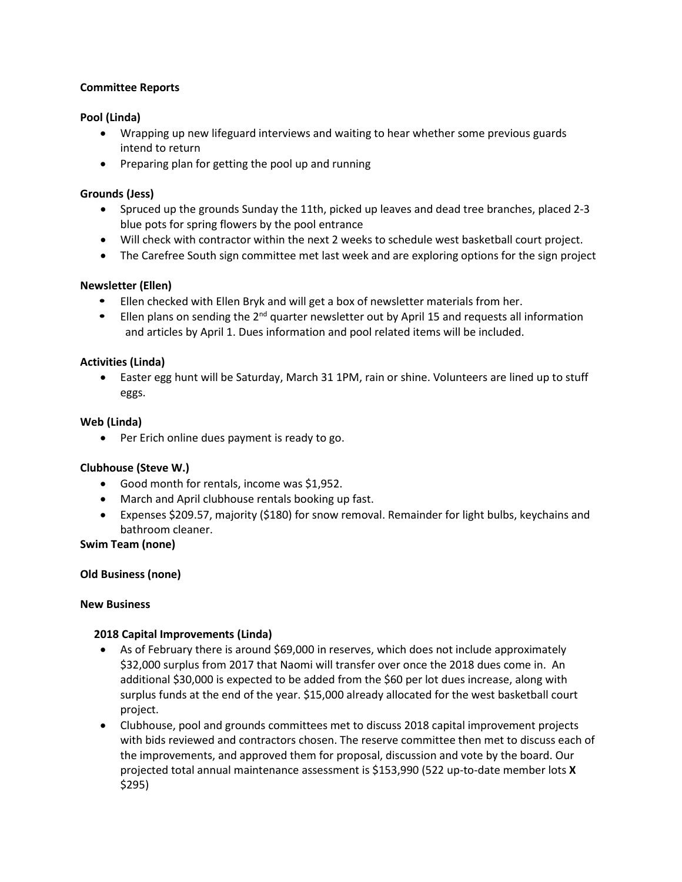**Committee Reports**

**Pool (Linda)**

- Wrapping up new lifeguard interviews and waiting to hear whether some previous guards intend to return
- Preparing plan for getting the pool up and running

**Grounds (Jess)**

- Spruced up the grounds Sunday the 11th, picked up leaves and dead tree branches, placed 2-3 blue pots for spring flowers by the pool entrance
- Will check with contractor within the next 2 weeks to schedule west basketball court project.
- The Carefree South sign committee met last week and are exploring options for the sign project

**Newsletter (Ellen)**

- Ellen checked with Ellen Bryk and will get a box of newsletter materials from her.
- Ellen plans on sending the 2nd quarter newsletter out by April 15 and requests all information and articles by April 1. Dues information and pool related items will be included.

**Activities (Linda)**

- Easter egg hunt will be Saturday, March 31 1PM, rain or shine. Volunteers are lined up to stuff eggs.

**Web (Linda)**

- Per Erich online dues payment is ready to go.

**Clubhouse (Steve W.)**

- Good month for rentals, income was $1,952.
- March and April clubhouse rentals booking up fast.
- Expenses $209.57, majority ($180) for snow removal. Remainder for light bulbs, keychains and bathroom cleaner.

**Swim Team (none)**

**Old Business (none)**

**New Business**

**2018 Capital Improvements (Linda)**

- As of February there is around $69,000 in reserves, which does not include approximately $32,000 surplus from 2017 that Naomi will transfer over once the 2018 dues come in. An additional $30,000 is expected to be added from the $60 per lot dues increase, along with surplus funds at the end of the year. $15,000 already allocated for the west basketball court project.
- Clubhouse, pool and grounds committees met to discuss 2018 capital improvement projects with bids reviewed and contractors chosen. The reserve committee then met to discuss each of the improvements, and approved them for proposal, discussion and vote by the board. Our projected total annual maintenance assessment is $153,990 (522 up-to-date member lots **X** $295)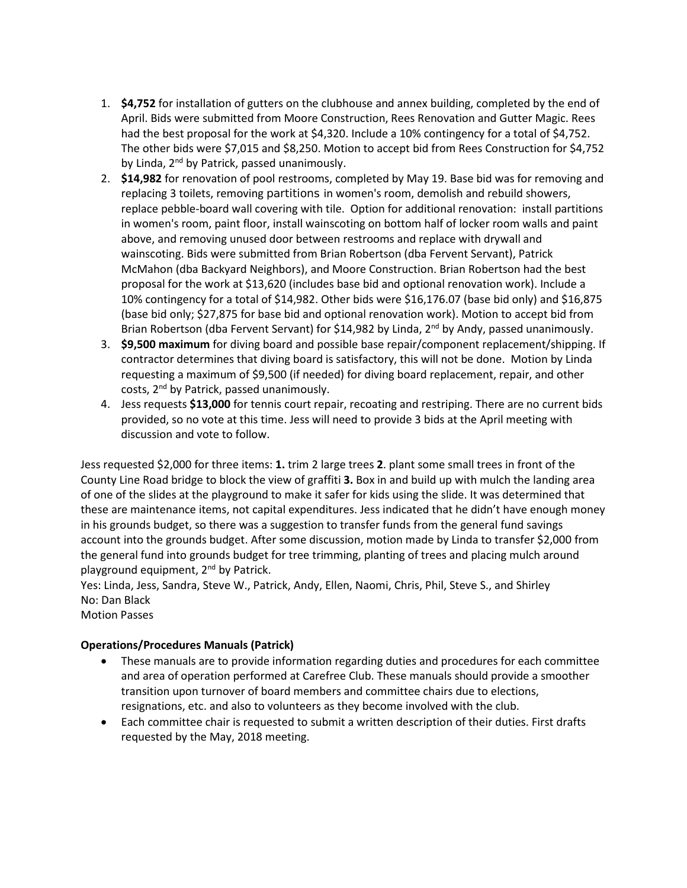1. **$4,752** for installation of gutters on the clubhouse and annex building, completed by the end of April. Bids were submitted from Moore Construction, Rees Renovation and Gutter Magic. Rees had the best proposal for the work at $4,320. Include a 10% contingency for a total of $4,752. The other bids were $7,015 and $8,250. Motion to accept bid from Rees Construction for $4,752 by Linda, 2nd by Patrick, passed unanimously.
2. **$14,982** for renovation of pool restrooms, completed by May 19. Base bid was for removing and replacing 3 toilets, removing partitions in women's room, demolish and rebuild showers, replace pebble-board wall covering with tile. Option for additional renovation: install partitions in women's room, paint floor, install wainscoting on bottom half of locker room walls and paint above, and removing unused door between restrooms and replace with drywall and wainscoting. Bids were submitted from Brian Robertson (dba Fervent Servant), Patrick McMahon (dba Backyard Neighbors), and Moore Construction. Brian Robertson had the best proposal for the work at $13,620 (includes base bid and optional renovation work). Include a 10% contingency for a total of $14,982. Other bids were $16,176.07 (base bid only) and $16,875 (base bid only; $27,875 for base bid and optional renovation work). Motion to accept bid from Brian Robertson (dba Fervent Servant) for $14,982 by Linda, 2nd by Andy, passed unanimously.
3. **$9,500 maximum** for diving board and possible base repair/component replacement/shipping. If contractor determines that diving board is satisfactory, this will not be done. Motion by Linda requesting a maximum of $9,500 (if needed) for diving board replacement, repair, and other costs, 2nd by Patrick, passed unanimously.
4. Jess requests **$13,000** for tennis court repair, recoating and restriping. There are no current bids provided, so no vote at this time. Jess will need to provide 3 bids at the April meeting with discussion and vote to follow.

Jess requested $2,000 for three items: **1.** trim 2 large trees **2**. plant some small trees in front of the County Line Road bridge to block the view of graffiti **3.** Box in and build up with mulch the landing area of one of the slides at the playground to make it safer for kids using the slide. It was determined that these are maintenance items, not capital expenditures. Jess indicated that he didn't have enough money in his grounds budget, so there was a suggestion to transfer funds from the general fund savings account into the grounds budget. After some discussion, motion made by Linda to transfer $2,000 from the general fund into grounds budget for tree trimming, planting of trees and placing mulch around playground equipment, 2nd by Patrick.
Yes: Linda, Jess, Sandra, Steve W., Patrick, Andy, Ellen, Naomi, Chris, Phil, Steve S., and Shirley
No: Dan Black
Motion Passes

**Operations/Procedures Manuals (Patrick)**

- These manuals are to provide information regarding duties and procedures for each committee and area of operation performed at Carefree Club. These manuals should provide a smoother transition upon turnover of board members and committee chairs due to elections, resignations, etc. and also to volunteers as they become involved with the club.
- Each committee chair is requested to submit a written description of their duties. First drafts requested by the May, 2018 meeting.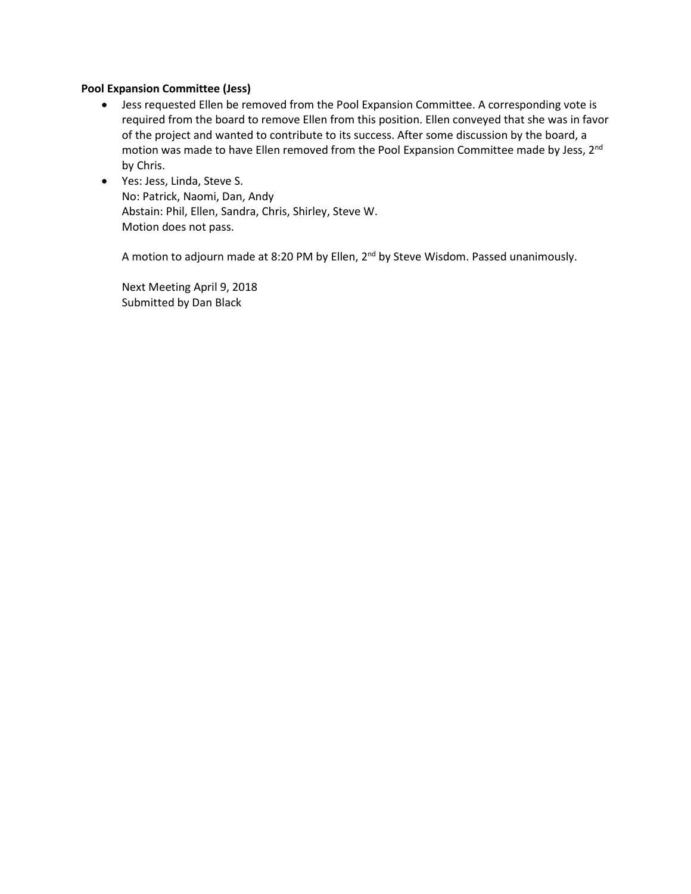**Pool Expansion Committee (Jess)**

- Jess requested Ellen be removed from the Pool Expansion Committee. A corresponding vote is required from the board to remove Ellen from this position. Ellen conveyed that she was in favor of the project and wanted to contribute to its success. After some discussion by the board, a motion was made to have Ellen removed from the Pool Expansion Committee made by Jess, 2nd by Chris.
- Yes: Jess, Linda, Steve S.
  No: Patrick, Naomi, Dan, Andy
  Abstain: Phil, Ellen, Sandra, Chris, Shirley, Steve W.
  Motion does not pass.

  A motion to adjourn made at 8:20 PM by Ellen, 2nd by Steve Wisdom. Passed unanimously.

  Next Meeting April 9, 2018
  Submitted by Dan Black